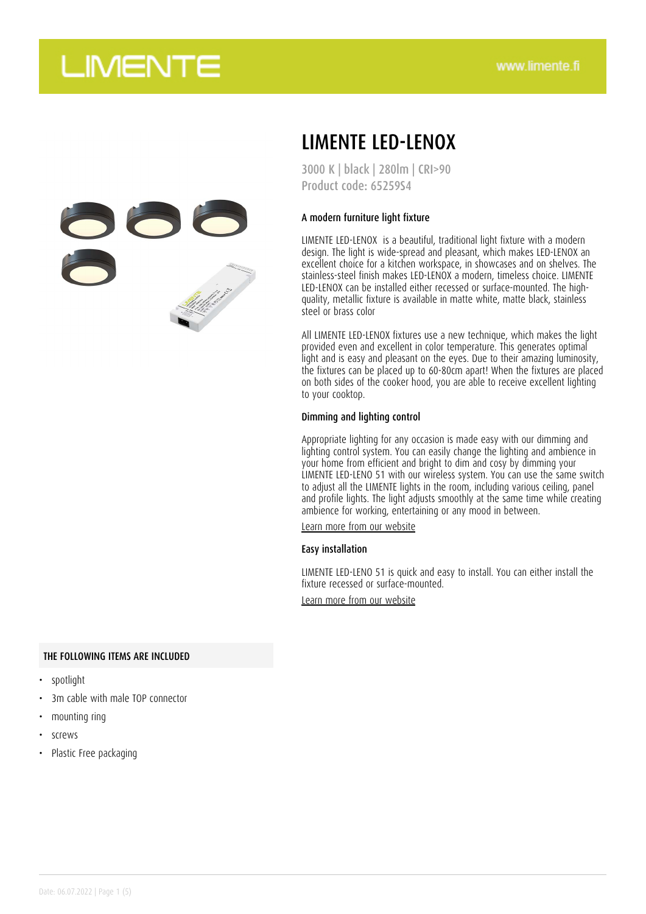# LIMENTE LED-LENOX

3000 K | black | 280lm | CRI>90
Product code: 65259S4

### A modern furniture light fixture

LIMENTE LED-LENOX is a beautiful, traditional light fixture with a modern design. The light is wide-spread and pleasant, which makes LED-LENOX an excellent choice for a kitchen workspace, in showcases and on shelves. The stainless-steel finish makes LED-LENOX a modern, timeless choice. LIMENTE LED-LENOX can be installed either recessed or surface-mounted. The high-quality, metallic fixture is available in matte white, matte black, stainless steel or brass color

All LIMENTE LED-LENOX fixtures use a new technique, which makes the light provided even and excellent in color temperature. This generates optimal light and is easy and pleasant on the eyes. Due to their amazing luminosity, the fixtures can be placed up to 60-80cm apart! When the fixtures are placed on both sides of the cooker hood, you are able to receive excellent lighting to your cooktop.

### Dimming and lighting control

Appropriate lighting for any occasion is made easy with our dimming and lighting control system. You can easily change the lighting and ambience in your home from efficient and bright to dim and cosy by dimming your LIMENTE LED-LENO 51 with our wireless system. You can use the same switch to adjust all the LIMENTE lights in the room, including various ceiling, panel and profile lights. The light adjusts smoothly at the same time while creating ambience for working, entertaining or any mood in between.

Learn more from our website

### Easy installation

LIMENTE LED-LENO 51 is quick and easy to install. You can either install the fixture recessed or surface-mounted.

Learn more from our website

### THE FOLLOWING ITEMS ARE INCLUDED

- spotlight
- 3m cable with male TOP connector
- mounting ring
- screws
- Plastic Free packaging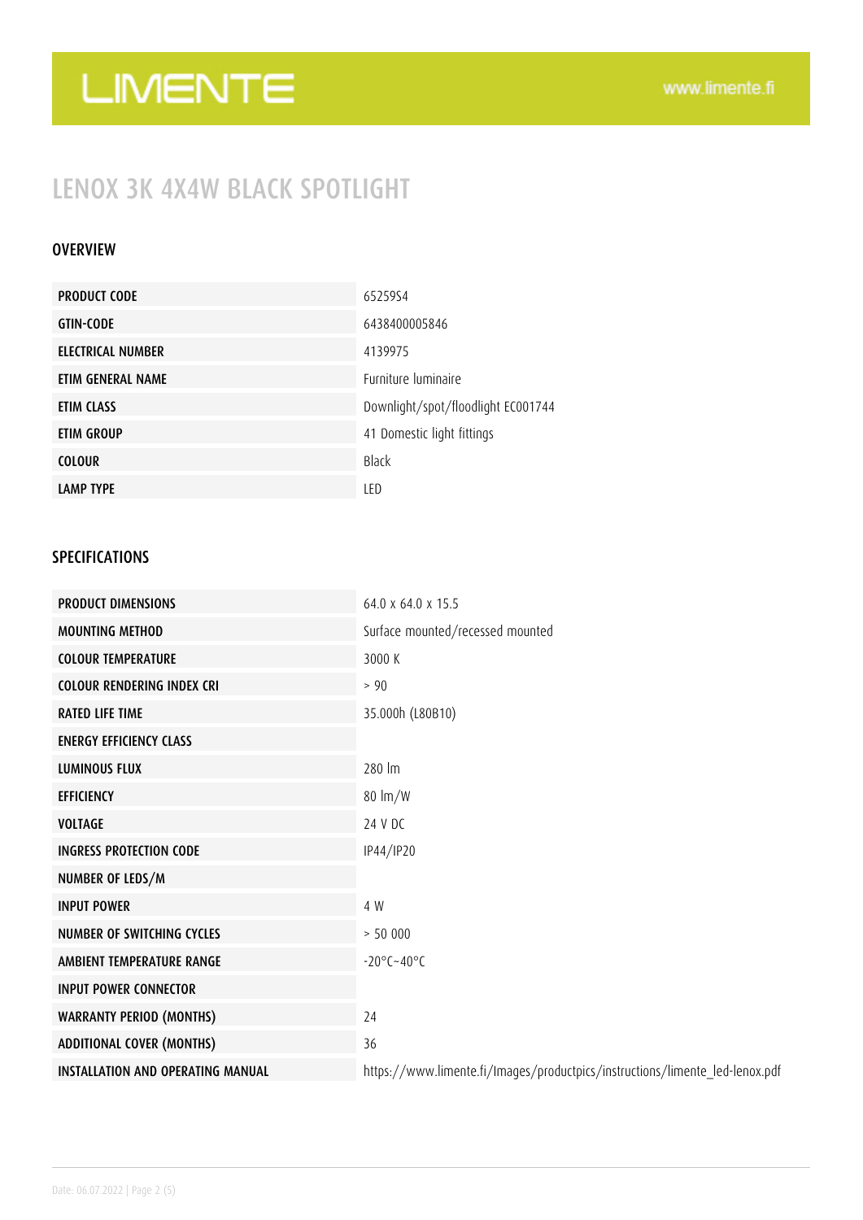# LIMENTE

www.limente.fi

## LENOX 3K 4X4W BLACK SPOTLIGHT

### OVERVIEW

| | |
|---|---|
| PRODUCT CODE | 65259S4 |
| GTIN-CODE | 6438400005846 |
| ELECTRICAL NUMBER | 4139975 |
| ETIM GENERAL NAME | Furniture luminaire |
| ETIM CLASS | Downlight/spot/floodlight EC001744 |
| ETIM GROUP | 41 Domestic light fittings |
| COLOUR | Black |
| LAMP TYPE | LED |

### SPECIFICATIONS

| | |
|---|---|
| PRODUCT DIMENSIONS | 64.0 x 64.0 x 15.5 |
| MOUNTING METHOD | Surface mounted/recessed mounted |
| COLOUR TEMPERATURE | 3000 K |
| COLOUR RENDERING INDEX CRI | > 90 |
| RATED LIFE TIME | 35.000h (L80B10) |
| ENERGY EFFICIENCY CLASS | |
| LUMINOUS FLUX | 280 lm |
| EFFICIENCY | 80 lm/W |
| VOLTAGE | 24 V DC |
| INGRESS PROTECTION CODE | IP44/IP20 |
| NUMBER OF LEDS/M | |
| INPUT POWER | 4 W |
| NUMBER OF SWITCHING CYCLES | > 50 000 |
| AMBIENT TEMPERATURE RANGE | -20°C~40°C |
| INPUT POWER CONNECTOR | |
| WARRANTY PERIOD (MONTHS) | 24 |
| ADDITIONAL COVER (MONTHS) | 36 |
| INSTALLATION AND OPERATING MANUAL | https://www.limente.fi/Images/productpics/instructions/limente_led-lenox.pdf |

Date: 06.07.2022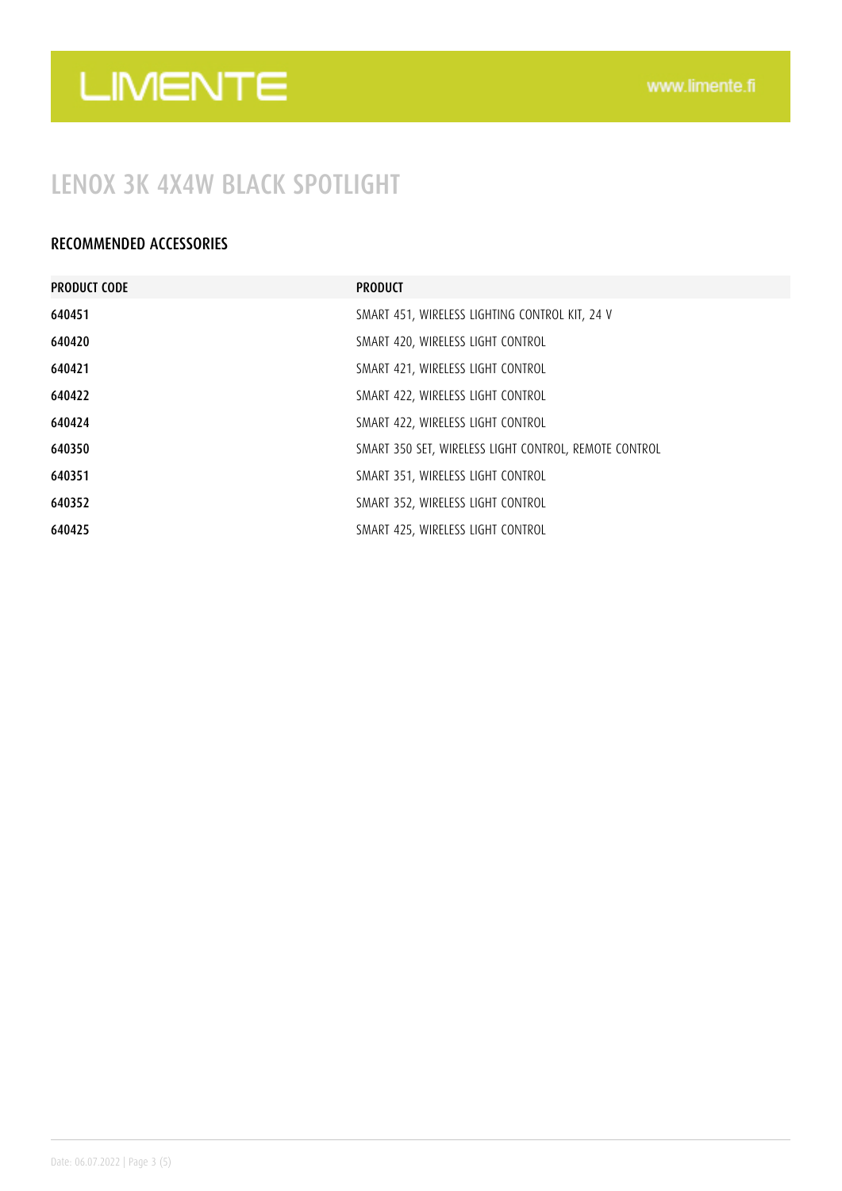# LENOX 3K 4X4W BLACK SPOTLIGHT

## RECOMMENDED ACCESSORIES

| PRODUCT CODE | PRODUCT |
|---|---|
| 640451 | SMART 451, WIRELESS LIGHTING CONTROL KIT, 24 V |
| 640420 | SMART 420, WIRELESS LIGHT CONTROL |
| 640421 | SMART 421, WIRELESS LIGHT CONTROL |
| 640422 | SMART 422, WIRELESS LIGHT CONTROL |
| 640424 | SMART 422, WIRELESS LIGHT CONTROL |
| 640350 | SMART 350 SET, WIRELESS LIGHT CONTROL, REMOTE CONTROL |
| 640351 | SMART 351, WIRELESS LIGHT CONTROL |
| 640352 | SMART 352, WIRELESS LIGHT CONTROL |
| 640425 | SMART 425, WIRELESS LIGHT CONTROL |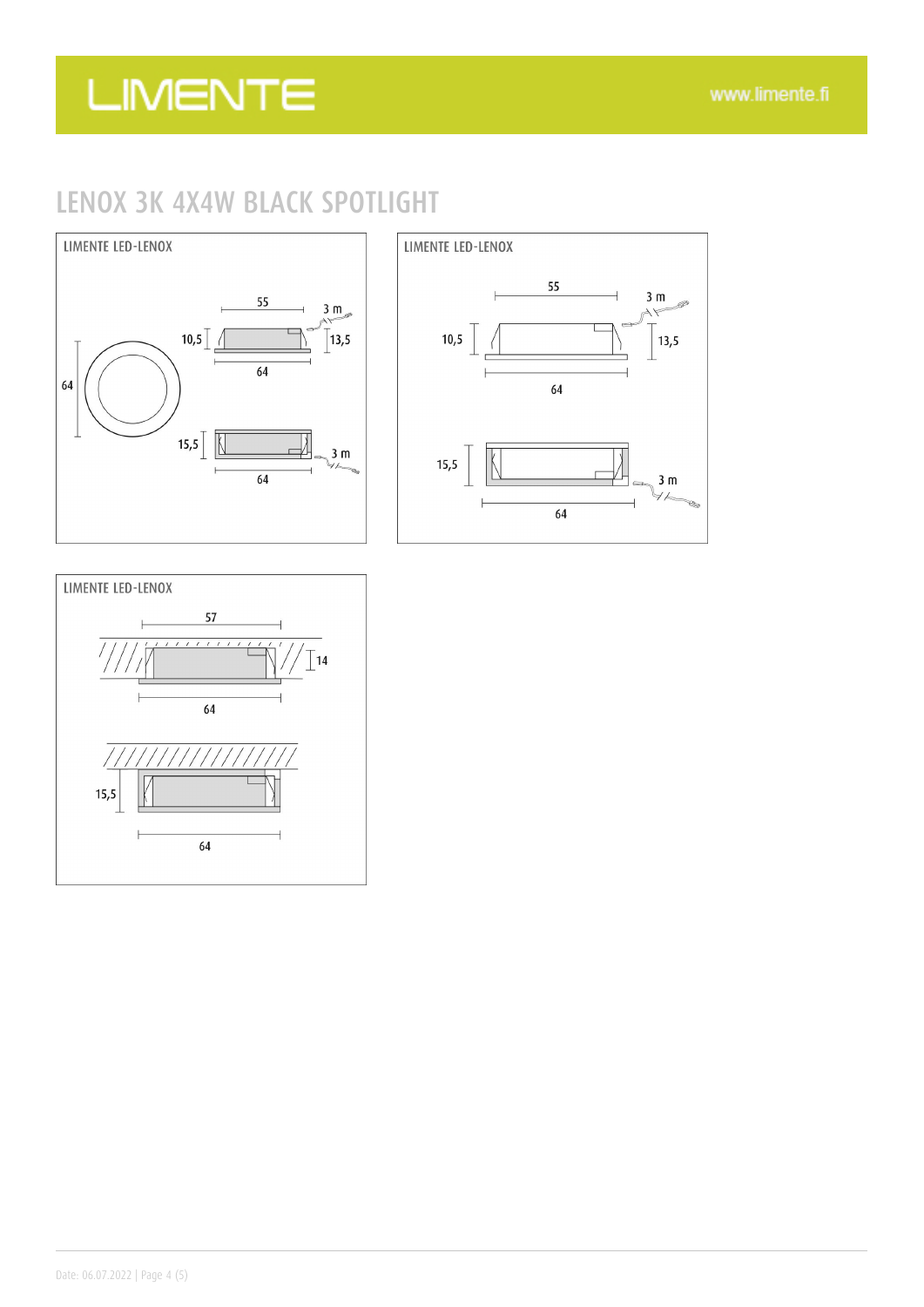# LENOX 3K 4X4W BLACK SPOTLIGHT

LIMENTE LED-LENOX

55
3 m
10,5
13,5
64
64
15,5
3 m
64

LIMENTE LED-LENOX

55
3 m
10,5
13,5
64
15,5
3 m
64

LIMENTE LED-LENOX

57
14
64
15,5
64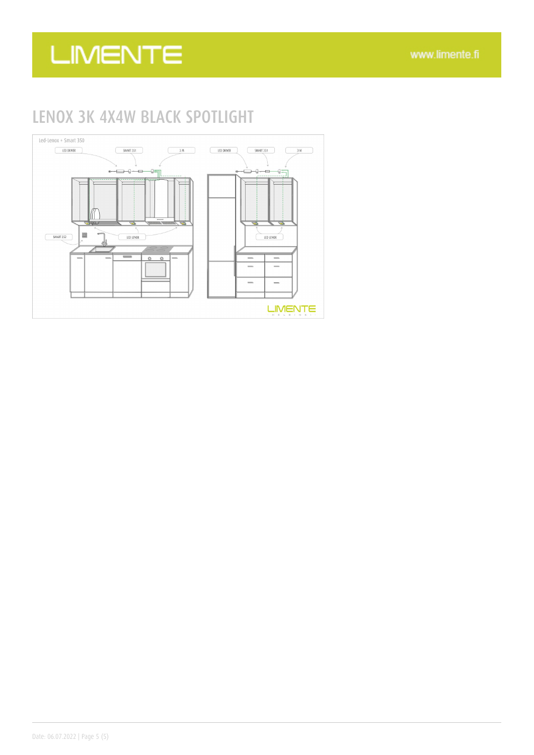# LENOX 3K 4X4W BLACK SPOTLIGHT

Led-Lenox + Smart 350

LED DRIVER

SMART 351

3 M

LED DRIVER

SMART 351

3 M

SMART 352

LED LENOX

LED LENOX

LIMENTE

HELSINKI